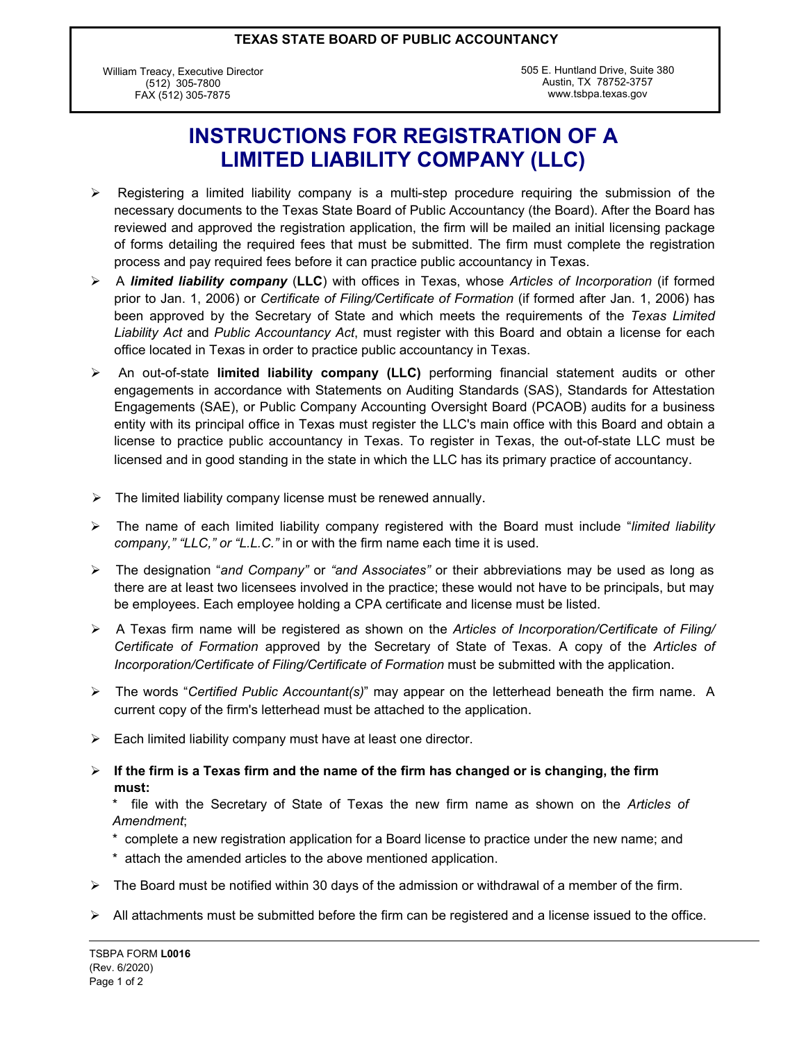**TEXAS STATE BOARD OF PUBLIC ACCOUNTANCY**

William Treacy, Executive Director
(512) 305-7800
FAX (512) 305-7875

505 E. Huntland Drive, Suite 380
Austin, TX 78752-3757
www.tsbpa.texas.gov

# INSTRUCTIONS FOR REGISTRATION OF A LIMITED LIABILITY COMPANY (LLC)

- Registering a limited liability company is a multi-step procedure requiring the submission of the necessary documents to the Texas State Board of Public Accountancy (the Board). After the Board has reviewed and approved the registration application, the firm will be mailed an initial licensing package of forms detailing the required fees that must be submitted. The firm must complete the registration process and pay required fees before it can practice public accountancy in Texas.
- A ***limited liability company*** (**LLC**) with offices in Texas, whose *Articles of Incorporation* (if formed prior to Jan. 1, 2006) or *Certificate of Filing/Certificate of Formation* (if formed after Jan. 1, 2006) has been approved by the Secretary of State and which meets the requirements of the *Texas Limited Liability Act* and *Public Accountancy Act*, must register with this Board and obtain a license for each office located in Texas in order to practice public accountancy in Texas.
- An out-of-state **limited liability company (LLC)** performing financial statement audits or other engagements in accordance with Statements on Auditing Standards (SAS), Standards for Attestation Engagements (SAE), or Public Company Accounting Oversight Board (PCAOB) audits for a business entity with its principal office in Texas must register the LLC's main office with this Board and obtain a license to practice public accountancy in Texas. To register in Texas, the out-of-state LLC must be licensed and in good standing in the state in which the LLC has its primary practice of accountancy.
- The limited liability company license must be renewed annually.
- The name of each limited liability company registered with the Board must include "*limited liability company," "LLC," or "L.L.C."* in or with the firm name each time it is used.
- The designation "*and Company"* or *"and Associates"* or their abbreviations may be used as long as there are at least two licensees involved in the practice; these would not have to be principals, but may be employees. Each employee holding a CPA certificate and license must be listed.
- A Texas firm name will be registered as shown on the *Articles of Incorporation/Certificate of Filing/ Certificate of Formation* approved by the Secretary of State of Texas. A copy of the *Articles of Incorporation/Certificate of Filing/Certificate of Formation* must be submitted with the application.
- The words "*Certified Public Accountant(s)*" may appear on the letterhead beneath the firm name. A current copy of the firm's letterhead must be attached to the application.
- Each limited liability company must have at least one director.
- **If the firm is a Texas firm and the name of the firm has changed or is changing, the firm must:**
  - * file with the Secretary of State of Texas the new firm name as shown on the *Articles of Amendment*;
  - * complete a new registration application for a Board license to practice under the new name; and
  - * attach the amended articles to the above mentioned application.
- The Board must be notified within 30 days of the admission or withdrawal of a member of the firm.
- All attachments must be submitted before the firm can be registered and a license issued to the office.

TSBPA FORM **L0016**
(Rev. 6/2020)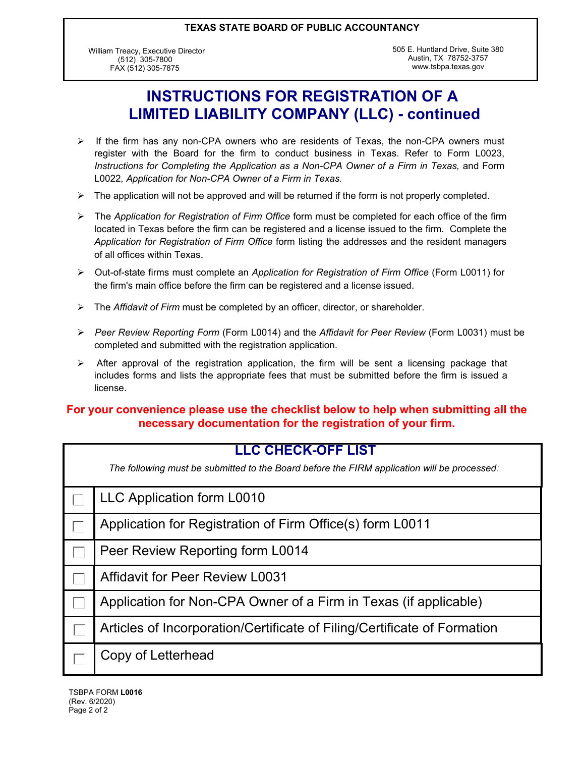**TEXAS STATE BOARD OF PUBLIC ACCOUNTANCY**

William Treacy, Executive Director
(512) 305-7800
FAX (512) 305-7875

505 E. Huntland Drive, Suite 380
Austin, TX 78752-3757
www.tsbpa.texas.gov

# INSTRUCTIONS FOR REGISTRATION OF A LIMITED LIABILITY COMPANY (LLC) - continued

- If the firm has any non-CPA owners who are residents of Texas, the non-CPA owners must register with the Board for the firm to conduct business in Texas. Refer to Form L0023, *Instructions for Completing the Application as a Non-CPA Owner of a Firm in Texas,* and Form L0022*, Application for Non-CPA Owner of a Firm in Texas.*
- The application will not be approved and will be returned if the form is not properly completed.
- The *Application for Registration of Firm Office* form must be completed for each office of the firm located in Texas before the firm can be registered and a license issued to the firm. Complete the *Application for Registration of Firm Office* form listing the addresses and the resident managers of all offices within Texas.
- Out-of-state firms must complete an *Application for Registration of Firm Office* (Form L0011) for the firm's main office before the firm can be registered and a license issued.
- The *Affidavit of Firm* must be completed by an officer, director, or shareholder.
- *Peer Review Reporting Form* (Form L0014) and the *Affidavit for Peer Review* (Form L0031) must be completed and submitted with the registration application.
- After approval of the registration application, the firm will be sent a licensing package that includes forms and lists the appropriate fees that must be submitted before the firm is issued a license.

**For your convenience please use the checklist below to help when submitting all the necessary documentation for the registration of your firm.**

## LLC CHECK-OFF LIST

*The following must be submitted to the Board before the FIRM application will be processed:*

| | |
|---|---|
| ☐ | LLC Application form L0010 |
| ☐ | Application for Registration of Firm Office(s) form L0011 |
| ☐ | Peer Review Reporting form L0014 |
| ☐ | Affidavit for Peer Review L0031 |
| ☐ | Application for Non-CPA Owner of a Firm in Texas (if applicable) |
| ☐ | Articles of Incorporation/Certificate of Filing/Certificate of Formation |
| ☐ | Copy of Letterhead |

TSBPA FORM **L0016**
(Rev. 6/2020)